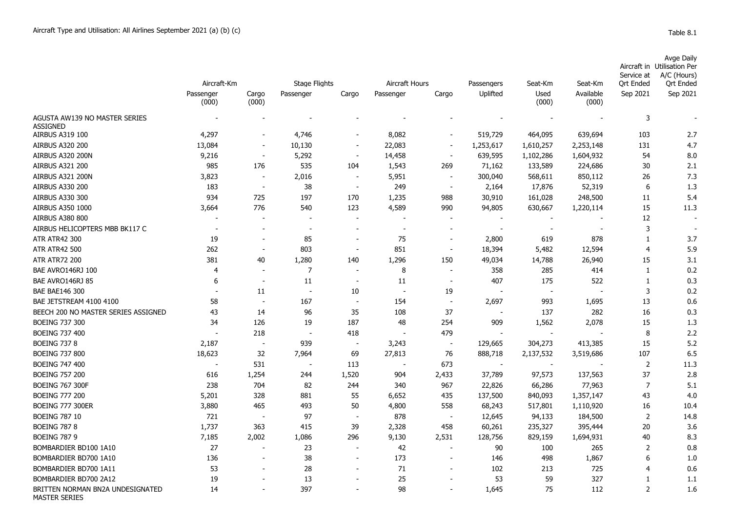# Aircraft Type and Utilisation: All Airlines September 2021 (a) (b) (c)

Table 8.1

| | Aircraft-Km | | Stage Flights | | Aircraft Hours | | Passengers | Seat-Km | Seat-Km | Aircraft in Service at Qrt Ended | Avge Daily Utilisation Per A/C (Hours) Qrt Ended |
|---|---|---|---|---|---|---|---|---|---|---|---|
| | Passenger (000) | Cargo (000) | Passenger | Cargo | Passenger | Cargo | Uplifted | Used (000) | Available (000) | Sep 2021 | Sep 2021 |
| AGUSTA AW139 NO MASTER SERIES ASSIGNED | - | - | - | - | - | - | - | - | - | 3 | - |
| AIRBUS A319 100 | 4,297 | - | 4,746 | - | 8,082 | - | 519,729 | 464,095 | 639,694 | 103 | 2.7 |
| AIRBUS A320 200 | 13,084 | - | 10,130 | - | 22,083 | - | 1,253,617 | 1,610,257 | 2,253,148 | 131 | 4.7 |
| AIRBUS A320 200N | 9,216 | - | 5,292 | - | 14,458 | - | 639,595 | 1,102,286 | 1,604,932 | 54 | 8.0 |
| AIRBUS A321 200 | 985 | 176 | 535 | 104 | 1,543 | 269 | 71,162 | 133,589 | 224,686 | 30 | 2.1 |
| AIRBUS A321 200N | 3,823 | - | 2,016 | - | 5,951 | - | 300,040 | 568,611 | 850,112 | 26 | 7.3 |
| AIRBUS A330 200 | 183 | - | 38 | - | 249 | - | 2,164 | 17,876 | 52,319 | 6 | 1.3 |
| AIRBUS A330 300 | 934 | 725 | 197 | 170 | 1,235 | 988 | 30,910 | 161,028 | 248,500 | 11 | 5.4 |
| AIRBUS A350 1000 | 3,664 | 776 | 540 | 123 | 4,589 | 990 | 94,805 | 630,667 | 1,220,114 | 15 | 11.3 |
| AIRBUS A380 800 | - | - | - | - | - | - | - | - | - | 12 | - |
| AIRBUS HELICOPTERS MBB BK117 C | - | - | - | - | - | - | - | - | - | 3 | - |
| ATR ATR42 300 | 19 | - | 85 | - | 75 | - | 2,800 | 619 | 878 | 1 | 3.7 |
| ATR ATR42 500 | 262 | - | 803 | - | 851 | - | 18,394 | 5,482 | 12,594 | 4 | 5.9 |
| ATR ATR72 200 | 381 | 40 | 1,280 | 140 | 1,296 | 150 | 49,034 | 14,788 | 26,940 | 15 | 3.1 |
| BAE AVRO146RJ 100 | 4 | - | 7 | - | 8 | - | 358 | 285 | 414 | 1 | 0.2 |
| BAE AVRO146RJ 85 | 6 | - | 11 | - | 11 | - | 407 | 175 | 522 | 1 | 0.3 |
| BAE BAE146 300 | - | 11 | - | 10 | - | 19 | - | - | - | 3 | 0.2 |
| BAE JETSTREAM 4100 4100 | 58 | - | 167 | - | 154 | - | 2,697 | 993 | 1,695 | 13 | 0.6 |
| BEECH 200 NO MASTER SERIES ASSIGNED | 43 | 14 | 96 | 35 | 108 | 37 | - | 137 | 282 | 16 | 0.3 |
| BOEING 737 300 | 34 | 126 | 19 | 187 | 48 | 254 | 909 | 1,562 | 2,078 | 15 | 1.3 |
| BOEING 737 400 | - | 218 | - | 418 | - | 479 | - | - | - | 8 | 2.2 |
| BOEING 737 8 | 2,187 | - | 939 | - | 3,243 | - | 129,665 | 304,273 | 413,385 | 15 | 5.2 |
| BOEING 737 800 | 18,623 | 32 | 7,964 | 69 | 27,813 | 76 | 888,718 | 2,137,532 | 3,519,686 | 107 | 6.5 |
| BOEING 747 400 | - | 531 | - | 113 | - | 673 | - | - | - | 2 | 11.3 |
| BOEING 757 200 | 616 | 1,254 | 244 | 1,520 | 904 | 2,433 | 37,789 | 97,573 | 137,563 | 37 | 2.8 |
| BOEING 767 300F | 238 | 704 | 82 | 244 | 340 | 967 | 22,826 | 66,286 | 77,963 | 7 | 5.1 |
| BOEING 777 200 | 5,201 | 328 | 881 | 55 | 6,652 | 435 | 137,500 | 840,093 | 1,357,147 | 43 | 4.0 |
| BOEING 777 300ER | 3,880 | 465 | 493 | 50 | 4,800 | 558 | 68,243 | 517,801 | 1,110,920 | 16 | 10.4 |
| BOEING 787 10 | 721 | - | 97 | - | 878 | - | 12,645 | 94,133 | 184,500 | 2 | 14.8 |
| BOEING 787 8 | 1,737 | 363 | 415 | 39 | 2,328 | 458 | 60,261 | 235,327 | 395,444 | 20 | 3.6 |
| BOEING 787 9 | 7,185 | 2,002 | 1,086 | 296 | 9,130 | 2,531 | 128,756 | 829,159 | 1,694,931 | 40 | 8.3 |
| BOMBARDIER BD100 1A10 | 27 | - | 23 | - | 42 | - | 90 | 100 | 265 | 2 | 0.8 |
| BOMBARDIER BD700 1A10 | 136 | - | 38 | - | 173 | - | 146 | 498 | 1,867 | 6 | 1.0 |
| BOMBARDIER BD700 1A11 | 53 | - | 28 | - | 71 | - | 102 | 213 | 725 | 4 | 0.6 |
| BOMBARDIER BD700 2A12 | 19 | - | 13 | - | 25 | - | 53 | 59 | 327 | 1 | 1.1 |
| BRITTEN NORMAN BN2A UNDESIGNATED MASTER SERIES | 14 | - | 397 | - | 98 | - | 1,645 | 75 | 112 | 2 | 1.6 |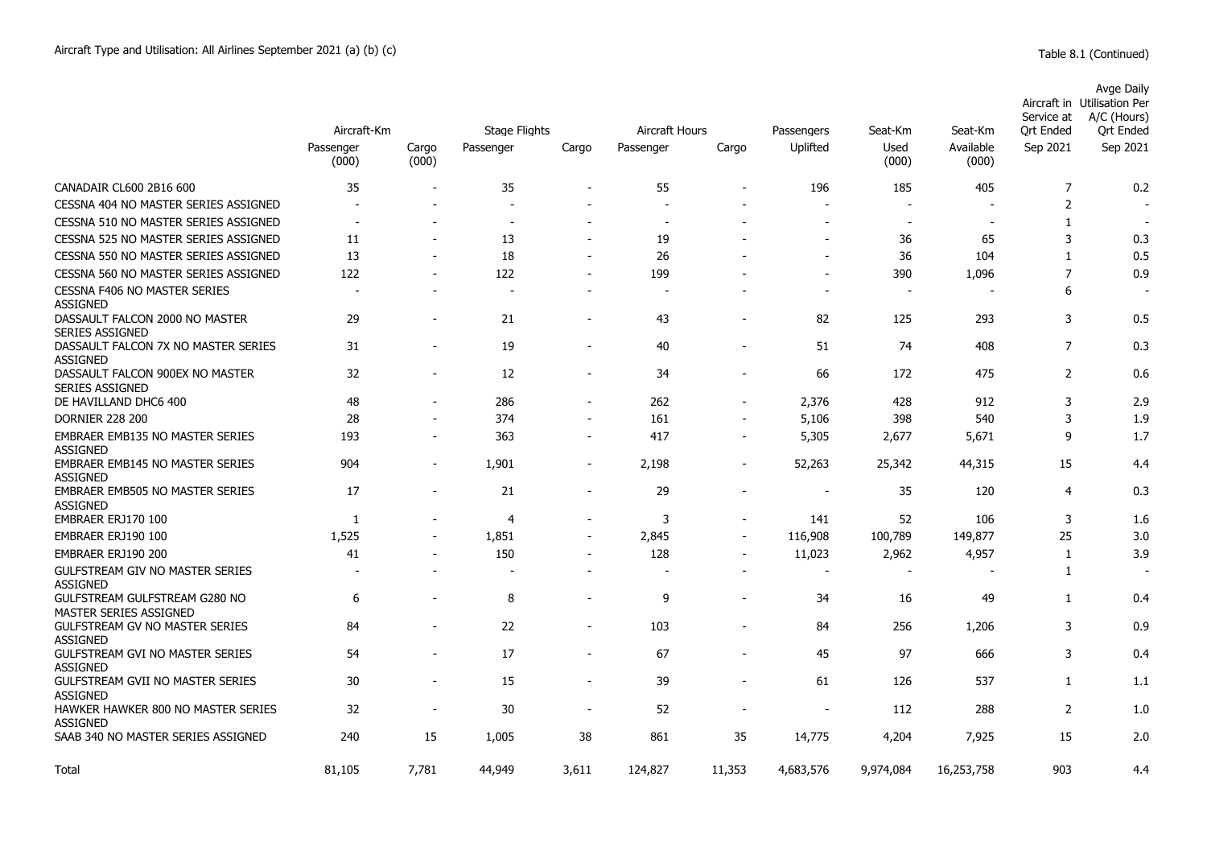Aircraft Type and Utilisation: All Airlines September 2021 (a) (b) (c)

Table 8.1 (Continued)

| | Aircraft-Km | | Stage Flights | | Aircraft Hours | | Passengers | Seat-Km | Seat-Km | Aircraft in Service at Qrt Ended | Avge Daily Utilisation Per A/C (Hours) Qrt Ended |
|---|---|---|---|---|---|---|---|---|---|---|---|
| | Passenger (000) | Cargo (000) | Passenger | Cargo | Passenger | Cargo | Uplifted | Used (000) | Available (000) | Sep 2021 | Sep 2021 |
| CANADAIR CL600 2B16 600 | 35 | - | 35 | - | 55 | - | 196 | 185 | 405 | 7 | 0.2 |
| CESSNA 404 NO MASTER SERIES ASSIGNED | - | - | - | - | - | - | - | - | - | 2 | - |
| CESSNA 510 NO MASTER SERIES ASSIGNED | - | - | - | - | - | - | - | - | - | 1 | - |
| CESSNA 525 NO MASTER SERIES ASSIGNED | 11 | - | 13 | - | 19 | - | - | 36 | 65 | 3 | 0.3 |
| CESSNA 550 NO MASTER SERIES ASSIGNED | 13 | - | 18 | - | 26 | - | - | 36 | 104 | 1 | 0.5 |
| CESSNA 560 NO MASTER SERIES ASSIGNED | 122 | - | 122 | - | 199 | - | - | 390 | 1,096 | 7 | 0.9 |
| CESSNA F406 NO MASTER SERIES ASSIGNED | - | - | - | - | - | - | - | - | - | 6 | - |
| DASSAULT FALCON 2000 NO MASTER SERIES ASSIGNED | 29 | - | 21 | - | 43 | - | 82 | 125 | 293 | 3 | 0.5 |
| DASSAULT FALCON 7X NO MASTER SERIES ASSIGNED | 31 | - | 19 | - | 40 | - | 51 | 74 | 408 | 7 | 0.3 |
| DASSAULT FALCON 900EX NO MASTER SERIES ASSIGNED | 32 | - | 12 | - | 34 | - | 66 | 172 | 475 | 2 | 0.6 |
| DE HAVILLAND DHC6 400 | 48 | - | 286 | - | 262 | - | 2,376 | 428 | 912 | 3 | 2.9 |
| DORNIER 228 200 | 28 | - | 374 | - | 161 | - | 5,106 | 398 | 540 | 3 | 1.9 |
| EMBRAER EMB135 NO MASTER SERIES ASSIGNED | 193 | - | 363 | - | 417 | - | 5,305 | 2,677 | 5,671 | 9 | 1.7 |
| EMBRAER EMB145 NO MASTER SERIES ASSIGNED | 904 | - | 1,901 | - | 2,198 | - | 52,263 | 25,342 | 44,315 | 15 | 4.4 |
| EMBRAER EMB505 NO MASTER SERIES ASSIGNED | 17 | - | 21 | - | 29 | - | - | 35 | 120 | 4 | 0.3 |
| EMBRAER ERJ170 100 | 1 | - | 4 | - | 3 | - | 141 | 52 | 106 | 3 | 1.6 |
| EMBRAER ERJ190 100 | 1,525 | - | 1,851 | - | 2,845 | - | 116,908 | 100,789 | 149,877 | 25 | 3.0 |
| EMBRAER ERJ190 200 | 41 | - | 150 | - | 128 | - | 11,023 | 2,962 | 4,957 | 1 | 3.9 |
| GULFSTREAM GIV NO MASTER SERIES ASSIGNED | - | - | - | - | - | - | - | - | - | 1 | - |
| GULFSTREAM GULFSTREAM G280 NO MASTER SERIES ASSIGNED | 6 | - | 8 | - | 9 | - | 34 | 16 | 49 | 1 | 0.4 |
| GULFSTREAM GV NO MASTER SERIES ASSIGNED | 84 | - | 22 | - | 103 | - | 84 | 256 | 1,206 | 3 | 0.9 |
| GULFSTREAM GVI NO MASTER SERIES ASSIGNED | 54 | - | 17 | - | 67 | - | 45 | 97 | 666 | 3 | 0.4 |
| GULFSTREAM GVII NO MASTER SERIES ASSIGNED | 30 | - | 15 | - | 39 | - | 61 | 126 | 537 | 1 | 1.1 |
| HAWKER HAWKER 800 NO MASTER SERIES ASSIGNED | 32 | - | 30 | - | 52 | - | - | 112 | 288 | 2 | 1.0 |
| SAAB 340 NO MASTER SERIES ASSIGNED | 240 | 15 | 1,005 | 38 | 861 | 35 | 14,775 | 4,204 | 7,925 | 15 | 2.0 |
| Total | 81,105 | 7,781 | 44,949 | 3,611 | 124,827 | 11,353 | 4,683,576 | 9,974,084 | 16,253,758 | 903 | 4.4 |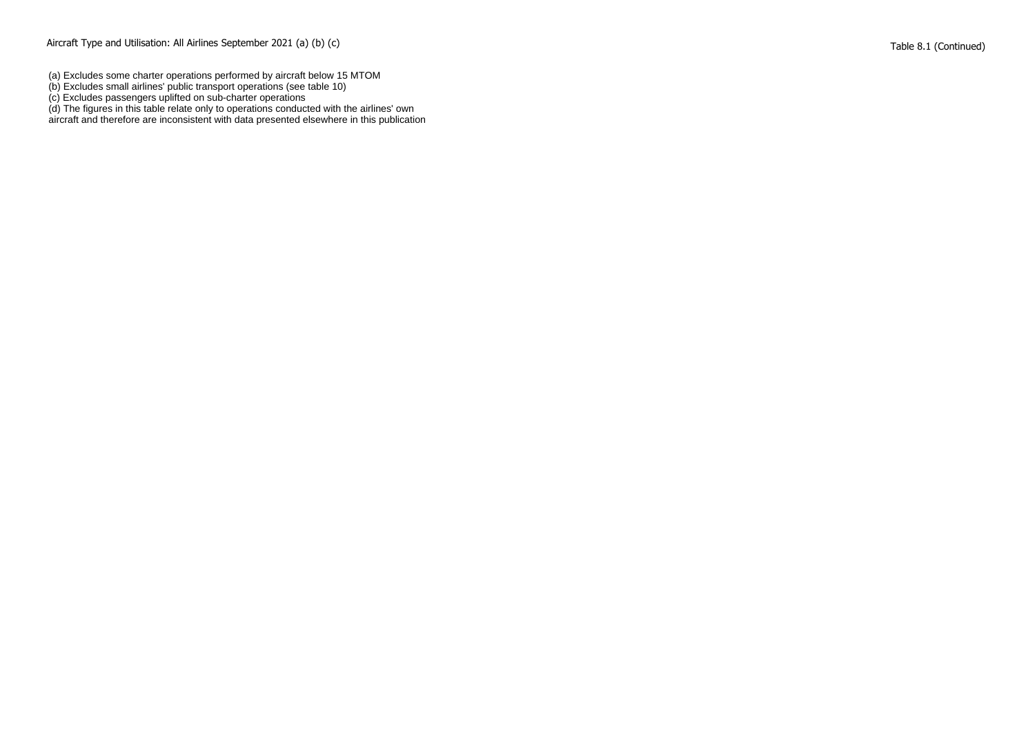Aircraft Type and Utilisation: All Airlines September 2021 (a) (b) (c)

Table 8.1 (Continued)

(a) Excludes some charter operations performed by aircraft below 15 MTOM
(b) Excludes small airlines' public transport operations (see table 10)
(c) Excludes passengers uplifted on sub-charter operations
(d) The figures in this table relate only to operations conducted with the airlines' own aircraft and therefore are inconsistent with data presented elsewhere in this publication